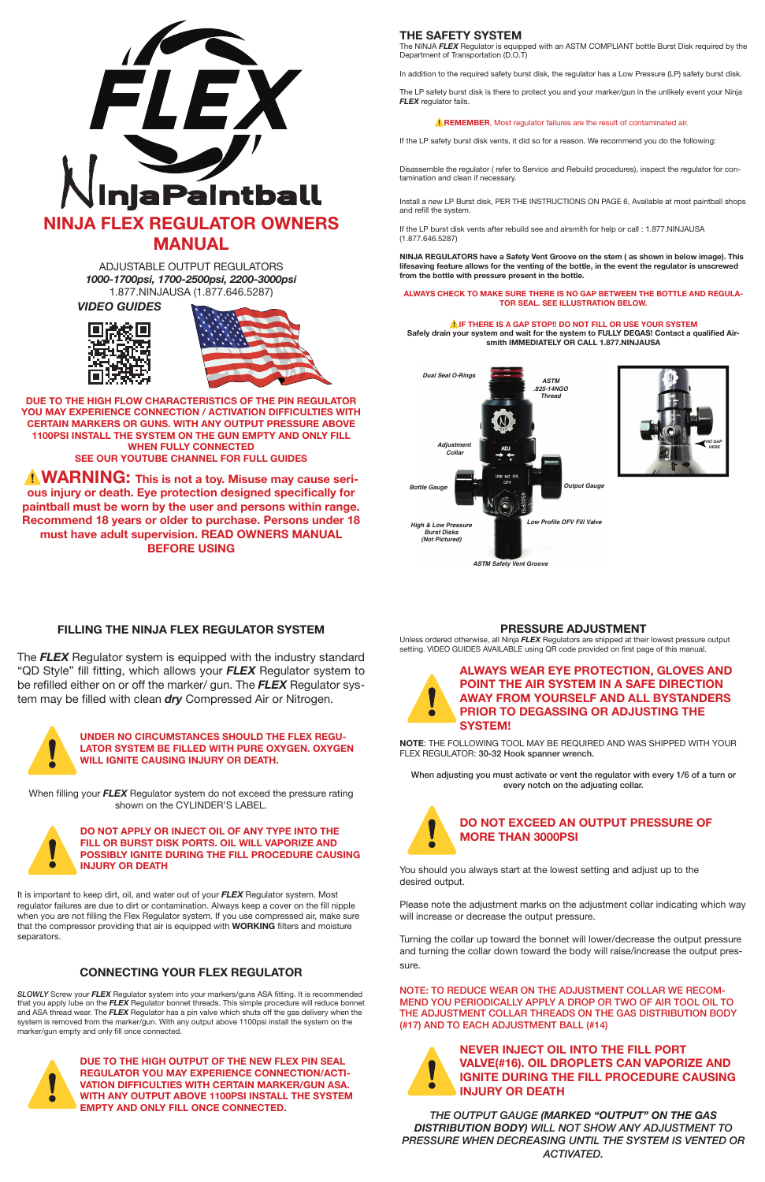# NINJA FLEX REGULATOR OWNERS MANUAL

ADJUSTABLE OUTPUT REGULATORS

***1000-1700psi, 1700-2500psi, 2200-3000psi***

1.877.NINJAUSA (1.877.646.5287)

***VIDEO GUIDES***

**DUE TO THE HIGH FLOW CHARACTERISTICS OF THE PIN REGULATOR YOU MAY EXPERIENCE CONNECTION / ACTIVATION DIFFICULTIES WITH CERTAIN MARKERS OR GUNS. WITH ANY OUTPUT PRESSURE ABOVE 1100PSI INSTALL THE SYSTEM ON THE GUN EMPTY AND ONLY FILL WHEN FULLY CONNECTED**
**SEE OUR YOUTUBE CHANNEL FOR FULL GUIDES**

⚠**WARNING: This is not a toy. Misuse may cause serious injury or death. Eye protection designed specifically for paintball must be worn by the user and persons within range. Recommend 18 years or older to purchase. Persons under 18 must have adult supervision. READ OWNERS MANUAL BEFORE USING**

## THE SAFETY SYSTEM

The NINJA ***FLEX*** Regulator is equipped with an ASTM COMPLIANT bottle Burst Disk required by the Department of Transportation (D.O.T)

In addition to the required safety burst disk, the regulator has a Low Pressure (LP) safety burst disk.

The LP safety burst disk is there to protect you and your marker/gun in the unlikely event your Ninja ***FLEX*** regulator fails.

⚠**REMEMBER**, Most regulator failures are the result of contaminated air.

If the LP safety burst disk vents, it did so for a reason. We recommend you do the following:

Disassemble the regulator ( refer to Service and Rebuild procedures), inspect the regulator for contamination and clean if necessary.

Install a new LP Burst disk, PER THE INSTRUCTIONS ON PAGE 6, Available at most paintball shops and refill the system.

If the LP burst disk vents after rebuild see and airsmith for help or call : 1.877.NINJAUSA (1.877.646.5287)

**NINJA REGULATORS have a Safety Vent Groove on the stem ( as shown in below image). This lifesaving feature allows for the venting of the bottle, in the event the regulator is unscrewed from the bottle with pressure present in the bottle.**

**ALWAYS CHECK TO MAKE SURE THERE IS NO GAP BETWEEN THE BOTTLE AND REGULATOR SEAL. SEE ILLUSTRATION BELOW.**

⚠**IF THERE IS A GAP STOP!! DO NOT FILL OR USE YOUR SYSTEM**
**Safely drain your system and wait for the system to FULLY DEGAS! Contact a qualified Airsmith IMMEDIATELY OR CALL 1.877.NINJAUSA**

*Dual Seal O-Rings*
*ASTM .825-14NGO Thread*
*Adjustment Collar*
*Bottle Gauge*
*Output Gauge*
*High & Low Pressure Burst Disks (Not Pictured)*
*Low Profile OFV Fill Valve*
*ASTM Safety Vent Groove*
*NO GAP HERE*

## FILLING THE NINJA FLEX REGULATOR SYSTEM

The ***FLEX*** Regulator system is equipped with the industry standard "QD Style" fill fitting, which allows your ***FLEX*** Regulator system to be refilled either on or off the marker/ gun. The ***FLEX*** Regulator system may be filled with clean ***dry*** Compressed Air or Nitrogen.

**UNDER NO CIRCUMSTANCES SHOULD THE FLEX REGULATOR SYSTEM BE FILLED WITH PURE OXYGEN. OXYGEN WILL IGNITE CAUSING INJURY OR DEATH.**

When filling your ***FLEX*** Regulator system do not exceed the pressure rating shown on the CYLINDER'S LABEL.

**DO NOT APPLY OR INJECT OIL OF ANY TYPE INTO THE FILL OR BURST DISK PORTS. OIL WILL VAPORIZE AND POSSIBLY IGNITE DURING THE FILL PROCEDURE CAUSING INJURY OR DEATH**

It is important to keep dirt, oil, and water out of your ***FLEX*** Regulator system. Most regulator failures are due to dirt or contamination. Always keep a cover on the fill nipple when you are not filling the Flex Regulator system. If you use compressed air, make sure that the compressor providing that air is equipped with **WORKING** filters and moisture separators.

## CONNECTING YOUR FLEX REGULATOR

***SLOWLY*** Screw your ***FLEX*** Regulator system into your markers/guns ASA fitting. It is recommended that you apply lube on the ***FLEX*** Regulator bonnet threads. This simple procedure will reduce bonnet and ASA thread wear. The ***FLEX*** Regulator has a pin valve which shuts off the gas delivery when the system is removed from the marker/gun. With any output above 1100psi install the system on the marker/gun empty and only fill once connected.

**DUE TO THE HIGH OUTPUT OF THE NEW FLEX PIN SEAL REGULATOR YOU MAY EXPERIENCE CONNECTION/ACTIVATION DIFFICULTIES WITH CERTAIN MARKER/GUN ASA. WITH ANY OUTPUT ABOVE 1100PSI INSTALL THE SYSTEM EMPTY AND ONLY FILL ONCE CONNECTED.**

## PRESSURE ADJUSTMENT

Unless ordered otherwise, all Ninja ***FLEX*** Regulators are shipped at their lowest pressure output setting. VIDEO GUIDES AVAILABLE using QR code provided on first page of this manual.

**ALWAYS WEAR EYE PROTECTION, GLOVES AND POINT THE AIR SYSTEM IN A SAFE DIRECTION AWAY FROM YOURSELF AND ALL BYSTANDERS PRIOR TO DEGASSING OR ADJUSTING THE SYSTEM!**

**NOTE**: THE FOLLOWING TOOL MAY BE REQUIRED AND WAS SHIPPED WITH YOUR FLEX REGULATOR: 30-32 Hook spanner wrench.

When adjusting you must activate or vent the regulator with every 1/6 of a turn or every notch on the adjusting collar.

**DO NOT EXCEED AN OUTPUT PRESSURE OF MORE THAN 3000PSI**

You should you always start at the lowest setting and adjust up to the desired output.

Please note the adjustment marks on the adjustment collar indicating which way will increase or decrease the output pressure.

Turning the collar up toward the bonnet will lower/decrease the output pressure and turning the collar down toward the body will raise/increase the output pressure.

NOTE: TO REDUCE WEAR ON THE ADJUSTMENT COLLAR WE RECOMMEND YOU PERIODICALLY APPLY A DROP OR TWO OF AIR TOOL OIL TO THE ADJUSTMENT COLLAR THREADS ON THE GAS DISTRIBUTION BODY (#17) AND TO EACH ADJUSTMENT BALL (#14)

**NEVER INJECT OIL INTO THE FILL PORT VALVE(#16). OIL DROPLETS CAN VAPORIZE AND IGNITE DURING THE FILL PROCEDURE CAUSING INJURY OR DEATH**

*THE OUTPUT GAUGE **(MARKED "OUTPUT" ON THE GAS DISTRIBUTION BODY)** WILL NOT SHOW ANY ADJUSTMENT TO PRESSURE WHEN DECREASING UNTIL THE SYSTEM IS VENTED OR ACTIVATED.*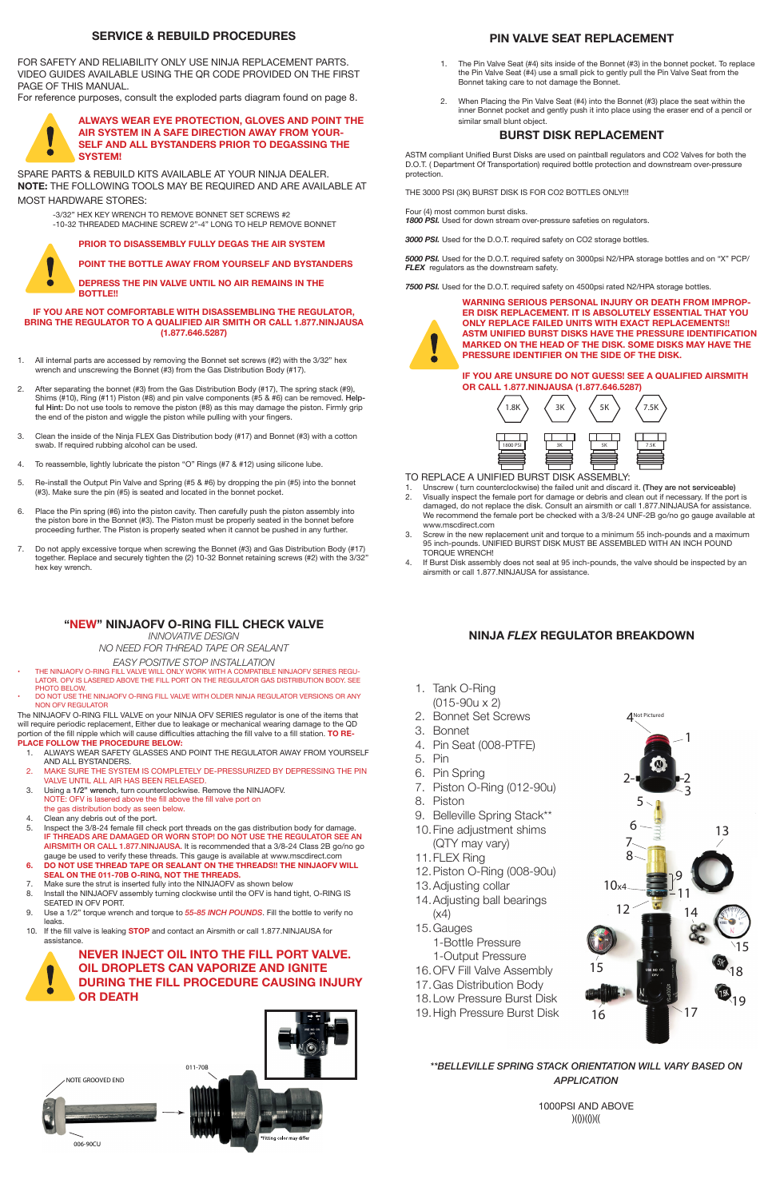## SERVICE & REBUILD PROCEDURES

FOR SAFETY AND RELIABILITY ONLY USE NINJA REPLACEMENT PARTS. VIDEO GUIDES AVAILABLE USING THE QR CODE PROVIDED ON THE FIRST PAGE OF THIS MANUAL.
For reference purposes, consult the exploded parts diagram found on page 8.

**ALWAYS WEAR EYE PROTECTION, GLOVES AND POINT THE AIR SYSTEM IN A SAFE DIRECTION AWAY FROM YOURSELF AND ALL BYSTANDERS PRIOR TO DEGASSING THE SYSTEM!**

SPARE PARTS & REBUILD KITS AVAILABLE AT YOUR NINJA DEALER.
**NOTE:** THE FOLLOWING TOOLS MAY BE REQUIRED AND ARE AVAILABLE AT MOST HARDWARE STORES:

- -3/32" HEX KEY WRENCH TO REMOVE BONNET SET SCREWS #2
- -10-32 THREADED MACHINE SCREW 2"-4" LONG TO HELP REMOVE BONNET

**PRIOR TO DISASSEMBLY FULLY DEGAS THE AIR SYSTEM**

**POINT THE BOTTLE AWAY FROM YOURSELF AND BYSTANDERS**

**DEPRESS THE PIN VALVE UNTIL NO AIR REMAINS IN THE BOTTLE!!**

**IF YOU ARE NOT COMFORTABLE WITH DISASSEMBLING THE REGULATOR, BRING THE REGULATOR TO A QUALIFIED AIR SMITH OR CALL 1.877.NINJAUSA (1.877.646.5287)**

1. All internal parts are accessed by removing the Bonnet set screws (#2) with the 3/32" hex wrench and unscrewing the Bonnet (#3) from the Gas Distribution Body (#17).
2. After separating the bonnet (#3) from the Gas Distribution Body (#17), The spring stack (#9), Shims (#10), Ring (#11) Piston (#8) and pin valve components (#5 & #6) can be removed. **Helpful Hint:** Do not use tools to remove the piston (#8) as this may damage the piston. Firmly grip the end of the piston and wiggle the piston while pulling with your fingers.
3. Clean the inside of the Ninja FLEX Gas Distribution body (#17) and Bonnet (#3) with a cotton swab. If required rubbing alcohol can be used.
4. To reassemble, lightly lubricate the piston "O" Rings (#7 & #12) using silicone lube.
5. Re-install the Output Pin Valve and Spring (#5 & #6) by dropping the pin (#5) into the bonnet (#3). Make sure the pin (#5) is seated and located in the bonnet pocket.
6. Place the Pin spring (#6) into the piston cavity. Then carefully push the piston assembly into the piston bore in the Bonnet (#3). The Piston must be properly seated in the bonnet before proceeding further. The Piston is properly seated when it cannot be pushed in any further.
7. Do not apply excessive torque when screwing the Bonnet (#3) and Gas Distribution Body (#17) together. Replace and securely tighten the (2) 10-32 Bonnet retaining screws (#2) with the 3/32" hex key wrench.

## PIN VALVE SEAT REPLACEMENT

1. The Pin Valve Seat (#4) sits inside of the Bonnet (#3) in the bonnet pocket. To replace the Pin Valve Seat (#4) use a small pick to gently pull the Pin Valve Seat from the Bonnet taking care to not damage the Bonnet.
2. When Placing the Pin Valve Seat (#4) into the Bonnet (#3) place the seat within the inner Bonnet pocket and gently push it into place using the eraser end of a pencil or similar small blunt object.

## BURST DISK REPLACEMENT

ASTM compliant Unified Burst Disks are used on paintball regulators and CO2 Valves for both the D.O.T. ( Department Of Transportation) required bottle protection and downstream over-pressure protection.

THE 3000 PSI (3K) BURST DISK IS FOR CO2 BOTTLES ONLY!!!

Four (4) most common burst disks.
***1800 PSI.*** Used for down stream over-pressure safeties on regulators.

***3000 PSI.*** Used for the D.O.T. required safety on CO2 storage bottles.

***5000 PSI.*** Used for the D.O.T. required safety on 3000psi N2/HPA storage bottles and on "X" PCP/ ***FLEX*** regulators as the downstream safety.

***7500 PSI.*** Used for the D.O.T. required safety on 4500psi rated N2/HPA storage bottles.

**WARNING SERIOUS PERSONAL INJURY OR DEATH FROM IMPROPER DISK REPLACEMENT. IT IS ABSOLUTELY ESSENTIAL THAT YOU ONLY REPLACE FAILED UNITS WITH EXACT REPLACEMENTS!! ASTM UNIFIED BURST DISKS HAVE THE PRESSURE IDENTIFICATION MARKED ON THE HEAD OF THE DISK. SOME DISKS MAY HAVE THE PRESSURE IDENTIFIER ON THE SIDE OF THE DISK.**

**IF YOU ARE UNSURE DO NOT GUESS! SEE A QUALIFIED AIRSMITH OR CALL 1.877.NINJAUSA (1.877.646.5287)**

1.8K  3K  5K  7.5K

1800 PSI  3K  5K  7.5K

TO REPLACE A UNIFIED BURST DISK ASSEMBLY:

1. Unscrew ( turn counterclockwise) the failed unit and discard it. **(They are not serviceable)**
2. Visually inspect the female port for damage or debris and clean out if necessary. If the port is damaged, do not replace the disk. Consult an airsmith or call 1.877.NINJAUSA for assistance. We recommend the female port be checked with a 3/8-24 UNF-2B go/no go gauge available at www.mscdirect.com
3. Screw in the new replacement unit and torque to a minimum 55 inch-pounds and a maximum 95 inch-pounds. UNIFIED BURST DISK MUST BE ASSEMBLED WITH AN INCH POUND TORQUE WRENCH!
4. If Burst Disk assembly does not seal at 95 inch-pounds, the valve should be inspected by an airsmith or call 1.877.NINJAUSA for assistance.

## "NEW" NINJAOFV O-RING FILL CHECK VALVE

*INNOVATIVE DESIGN*
*NO NEED FOR THREAD TAPE OR SEALANT*
*EASY POSITIVE STOP INSTALLATION*

- THE NINJAOFV O-RING FILL VALVE WILL ONLY WORK WITH A COMPATIBLE NINJAOFV SERIES REGULATOR. OFV IS LASERED ABOVE THE FILL PORT ON THE REGULATOR GAS DISTRIBUTION BODY. SEE PHOTO BELOW.
- DO NOT USE THE NINJAOFV O-RING FILL VALVE WITH OLDER NINJA REGULATOR VERSIONS OR ANY NON OFV REGULATOR

The NINJAOFV O-RING FILL VALVE on your NINJA OFV SERIES regulator is one of the items that will require periodic replacement, Either due to leakage or mechanical wearing damage to the QD portion of the fill nipple which will cause difficulties attaching the fill valve to a fill station. **TO REPLACE FOLLOW THE PROCEDURE BELOW:**

1. ALWAYS WEAR SAFETY GLASSES AND POINT THE REGULATOR AWAY FROM YOURSELF AND ALL BYSTANDERS.
2. MAKE SURE THE SYSTEM IS COMPLETELY DE-PRESSURIZED BY DEPRESSING THE PIN VALVE UNTIL ALL AIR HAS BEEN RELEASED.
3. Using a **1/2" wrench**, turn counterclockwise. Remove the NINJAOFV.
   NOTE: OFV is lasered above the fill above the fill valve port on the gas distribution body as seen below.
4. Clean any debris out of the port.
5. Inspect the 3/8-24 female fill check port threads on the gas distribution body for damage. IF THREADS ARE DAMAGED OR WORN STOP! DO NOT USE THE REGULATOR SEE AN AIRSMITH OR CALL 1.877.NINJAUSA. It is recommended that a 3/8-24 Class 2B go/no go gauge be used to verify these threads. This gauge is available at www.mscdirect.com
6. **DO NOT USE THREAD TAPE OR SEALANT ON THE THREADS!! THE NINJAOFV WILL SEAL ON THE 011-70B O-RING, NOT THE THREADS.**
7. Make sure the strut is inserted fully into the NINJAOFV as shown below
8. Install the NINJAOFV assembly turning clockwise until the OFV is hand tight, O-RING IS SEATED IN OFV PORT.
9. Use a 1/2" torque wrench and torque to *55-85 INCH POUNDS*. Fill the bottle to verify no leaks.
10. If the fill valve is leaking **STOP** and contact an Airsmith or call 1.877.NINJAUSA for assistance.

**NEVER INJECT OIL INTO THE FILL PORT VALVE. OIL DROPLETS CAN VAPORIZE AND IGNITE DURING THE FILL PROCEDURE CAUSING INJURY OR DEATH**

NOTE GROOVED END
006-90CU
011-70B
*Fitting color may differ

## NINJA *FLEX* REGULATOR BREAKDOWN

1. Tank O-Ring (015-90u x 2)
2. Bonnet Set Screws
3. Bonnet
4. Pin Seat (008-PTFE)
5. Pin
6. Pin Spring
7. Piston O-Ring (012-90u)
8. Piston
9. Belleville Spring Stack**
10. Fine adjustment shims (QTY may vary)
11. FLEX Ring
12. Piston O-Ring (008-90u)
13. Adjusting collar
14. Adjusting ball bearings (x4)
15. Gauges
    1-Bottle Pressure
    1-Output Pressure
16. OFV Fill Valve Assembly
17. Gas Distribution Body
18. Low Pressure Burst Disk
19. High Pressure Burst Disk

4 Not Pictured

***BELLEVILLE SPRING STACK ORIENTATION WILL VARY BASED ON APPLICATION**

1000PSI AND ABOVE
)(()(()((